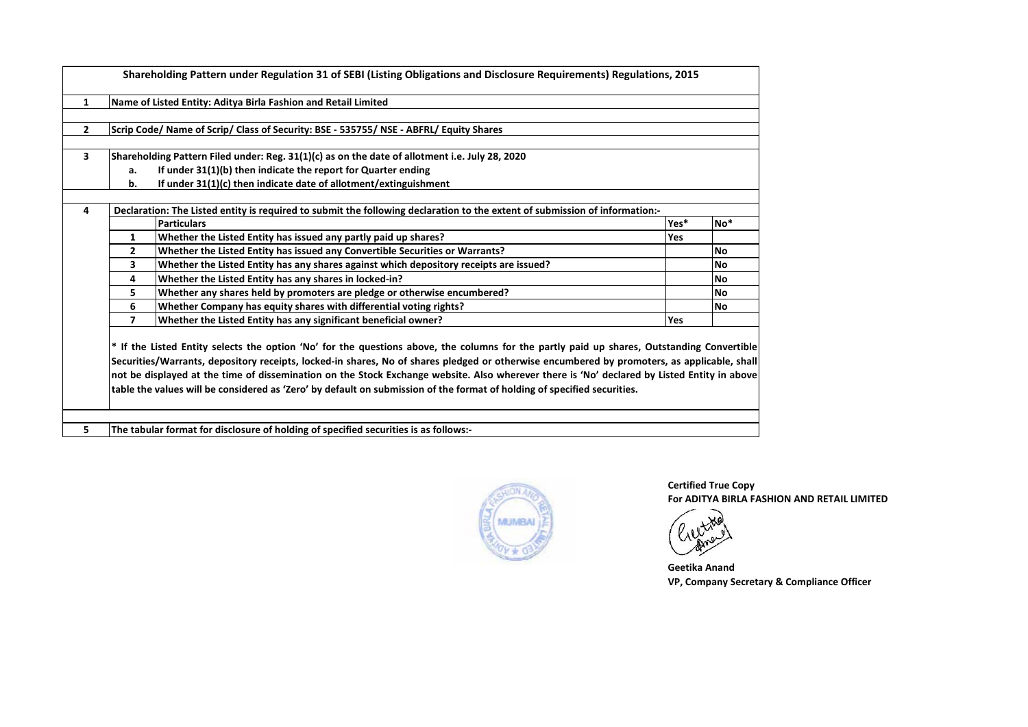# Shareholding Pattern under Regulation 31 of SEBI (Listing Obligations and Disclosure Requirements) Regulations, 2015

| | |
|---|---|
| 1 | Name of Listed Entity: Aditya Birla Fashion and Retail Limited |
| 2 | Scrip Code/ Name of Scrip/ Class of Security: BSE - 535755/ NSE - ABFRL/ Equity Shares |
| 3 | Shareholding Pattern Filed under: Reg. 31(1)(c) as on the date of allotment i.e. July 28, 2020 |
| | a. If under 31(1)(b) then indicate the report for Quarter ending |
| | b. If under 31(1)(c) then indicate date of allotment/extinguishment |
| 4 | Declaration: The Listed entity is required to submit the following declaration to the extent of submission of information:- |

| | Particulars | Yes* | No* |
|---|---|---|---|
| 1 | Whether the Listed Entity has issued any partly paid up shares? | Yes | |
| 2 | Whether the Listed Entity has issued any Convertible Securities or Warrants? | | No |
| 3 | Whether the Listed Entity has any shares against which depository receipts are issued? | | No |
| 4 | Whether the Listed Entity has any shares in locked-in? | | No |
| 5 | Whether any shares held by promoters are pledge or otherwise encumbered? | | No |
| 6 | Whether Company has equity shares with differential voting rights? | | No |
| 7 | Whether the Listed Entity has any significant beneficial owner? | Yes | |

* If the Listed Entity selects the option 'No' for the questions above, the columns for the partly paid up shares, Outstanding Convertible Securities/Warrants, depository receipts, locked-in shares, No of shares pledged or otherwise encumbered by promoters, as applicable, shall not be displayed at the time of dissemination on the Stock Exchange website. Also wherever there is 'No' declared by Listed Entity in above table the values will be considered as 'Zero' by default on submission of the format of holding of specified securities.

5 The tabular format for disclosure of holding of specified securities is as follows:-

**Certified True Copy**
**For ADITYA BIRLA FASHION AND RETAIL LIMITED**

**Geetika Anand**
**VP, Company Secretary & Compliance Officer**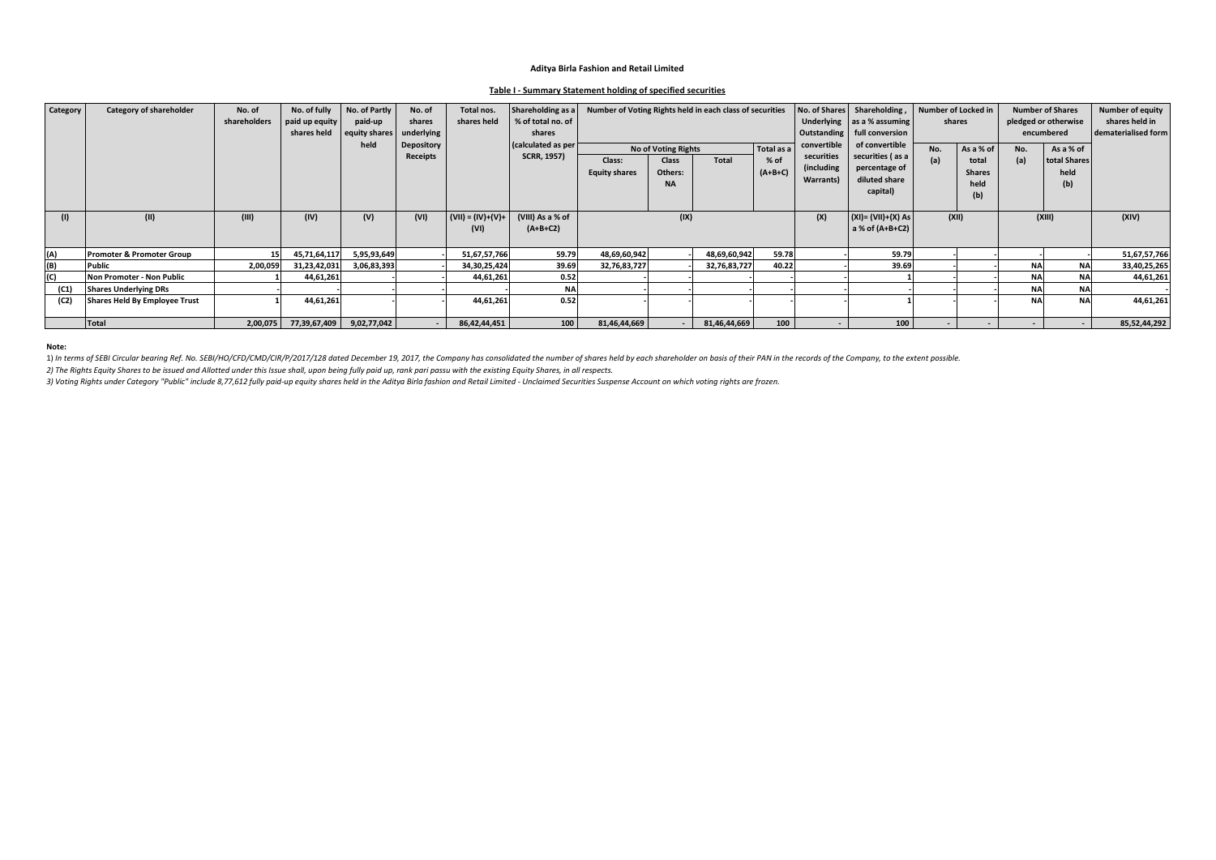**Aditya Birla Fashion and Retail Limited**

**Table I - Summary Statement holding of specified securities**

| Category | Category of shareholder | No. of shareholders | No. of fully paid up equity shares held | No. of Partly paid-up equity shares held | No. of shares underlying Depository Receipts | Total nos. shares held | Shareholding as a % of total no. of shares (calculated as per SCRR, 1957) | Number of Voting Rights held in each class of securities | | | | No. of Shares Underlying Outstanding convertible securities (including Warrants) | Shareholding , as a % assuming full conversion of convertible securities ( as a percentage of diluted share capital) | Number of Locked in shares | | Number of Shares pledged or otherwise encumbered | | Number of equity shares held in dematerialised form |
|---|---|---|---|---|---|---|---|---|---|---|---|---|---|---|---|---|---|---|
| | | | | | | | | No of Voting Rights | | | Total as a % of (A+B+C) | | | No. (a) | As a % of total Shares held (b) | No. (a) | As a % of total Shares held (b) | |
| | | | | | | | | Class: Equity shares | Class Others: NA | Total | | | | | | | | |
| (I) | (II) | (III) | (IV) | (V) | (VI) | (VII) = (IV)+(V)+ (VI) | (VIII) As a % of (A+B+C2) | (IX) | | | | (X) | (XI)= (VII)+(X) As a % of (A+B+C2) | (XII) | | (XIII) | | (XIV) |
| (A) | Promoter & Promoter Group | 15 | 45,71,64,117 | 5,95,93,649 | - | 51,67,57,766 | 59.79 | 48,69,60,942 | - | 48,69,60,942 | 59.78 | - | 59.79 | - | | - | - | 51,67,57,766 |
| (B) | Public | 2,00,059 | 31,23,42,031 | 3,06,83,393 | - | 34,30,25,424 | 39.69 | 32,76,83,727 | - | 32,76,83,727 | 40.22 | - | 39.69 | - | | NA | NA | 33,40,25,265 |
| (C) | Non Promoter - Non Public | 1 | 44,61,261 | - | - | 44,61,261 | 0.52 | - | - | - | - | - | 1 | - | | NA | NA | 44,61,261 |
| (C1) | Shares Underlying DRs | - | - | - | - | - | NA | - | - | - | - | - | - | - | | NA | NA | - |
| (C2) | Shares Held By Employee Trust | 1 | 44,61,261 | - | - | 44,61,261 | 0.52 | - | - | - | - | - | 1 | - | | NA | NA | 44,61,261 |
| | Total | 2,00,075 | 77,39,67,409 | 9,02,77,042 | - | 86,42,44,451 | 100 | 81,46,44,669 | - | 81,46,44,669 | 100 | - | 100 | - | - | - | - | 85,52,44,292 |

**Note:**

1) *In terms of SEBI Circular bearing Ref. No. SEBI/HO/CFD/CMD/CIR/P/2017/128 dated December 19, 2017, the Company has consolidated the number of shares held by each shareholder on basis of their PAN in the records of the Company, to the extent possible.*

*2) The Rights Equity Shares to be issued and Allotted under this Issue shall, upon being fully paid up, rank pari passu with the existing Equity Shares, in all respects.*

*3) Voting Rights under Category "Public" include 8,77,612 fully paid-up equity shares held in the Aditya Birla fashion and Retail Limited - Unclaimed Securities Suspense Account on which voting rights are frozen.*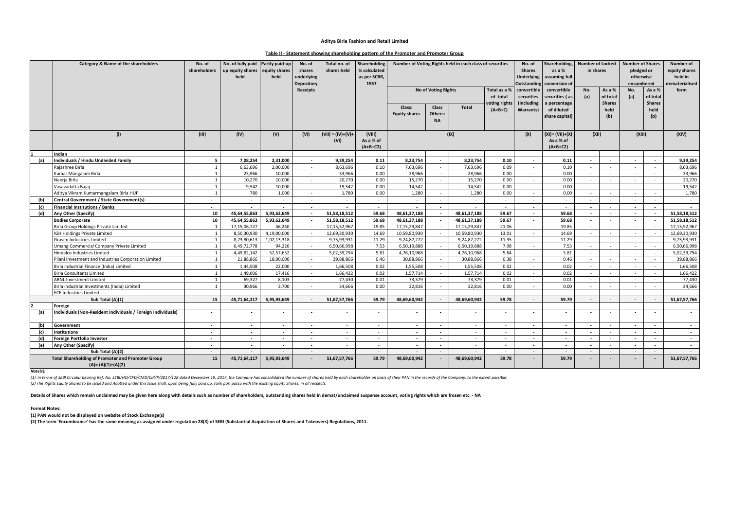**Aditya Birla Fashion and Retail Limited**

**Table II - Statement showing shareholding pattern of the Promoter and Promoter Group**

| | Category & Name of the shareholders | No. of shareholders | No. of fully paid up equity shares held | Partly paid-up equity shares held | No. of shares underlying Depository Receipts | Total no. of shares held | Shareholding % calculated as per SCRR, 1957 | Number of Voting Rights held in each class of securities | | | | No. of Shares Underlying Outstanding convertible securities (including Warrants) | Shareholding, as a % assuming full conversion of convertible securities ( as a percentage of diluted share capital) | Number of Locked in shares | | Number of Shares pledged or otherwise encumbered | | Number of equity shares held in dematerialised form |
|---|---|---|---|---|---|---|---|---|---|---|---|---|---|---|---|---|---|---|
| | | | | | | | | No of Voting Rights | | | Total as a % of total voting rights (A+B+C) | | | No. (a) | As a % of total Shares held (b) | No. (a) | As a % of total Shares held (b) | |
| | | | | | | | | Class: Equity shares | Class Others: NA | Total | | | | | | | | |
| | (I) | (III) | (IV) | (V) | (VI) | (VII) = (IV)+(V)+ (VI) | (VIII) As a % of (A+B+C2) | (IX) | | | | (X) | (XI)= (VII)+(X) As a % of (A+B+C2) | (XII) | | (XIII) | | (XIV) |
| **1** | **Indian** | | | | | | | | | | | | | | | | | |
| **(a)** | **Individuals / Hindu Undivided Family** | **5** | **7,08,254** | **2,31,000** | **-** | **9,39,254** | **0.11** | **8,23,754** | **-** | **8,23,754** | **0.10** | **-** | **0.11** | **-** | - | **-** | **-** | **9,39,254** |
| | Rajashree Birla | 1 | 6,63,696 | 2,00,000 | - | 8,63,696 | 0.10 | 7,63,696 | - | 7,63,696 | 0.09 | - | 0.10 | - | - | - | - | 8,63,696 |
| | Kumar Mangalam Birla | 1 | 23,966 | 10,000 | - | 33,966 | 0.00 | 28,966 | - | 28,966 | 0.00 | - | 0.00 | - | - | - | - | 33,966 |
| | Neerja Birla | 1 | 10,270 | 10,000 | - | 20,270 | 0.00 | 15,270 | - | 15,270 | 0.00 | - | 0.00 | - | - | - | - | 20,270 |
| | Vasavadatta Bajaj | 1 | 9,542 | 10,000 | - | 19,542 | 0.00 | 14,542 | - | 14,542 | 0.00 | - | 0.00 | - | - | - | - | 19,542 |
| | Aditya Vikram Kumarmangalam Birla HUF | 1 | 780 | 1,000 | - | 1,780 | 0.00 | 1,280 | - | 1,280 | 0.00 | - | 0.00 | - | - | - | - | 1,780 |
| **(b)** | **Central Government / State Government(s)** | **-** | **-** | **-** | **-** | **-** | - | **-** | **-** | - | - | **-** | - | **-** | - | **-** | **-** | **-** |
| **(c)** | **Financial Institutions / Banks** | **-** | **-** | **-** | **-** | **-** | - | **-** | **-** | - | - | **-** | - | **-** | - | **-** | **-** | **-** |
| **(d)** | **Any Other (Specify)** | **10** | **45,64,55,863** | **5,93,62,649** | **-** | **51,58,18,512** | **59.68** | **48,61,37,188** | **-** | **48,61,37,188** | **59.67** | **-** | **59.68** | **-** | - | **-** | **-** | **51,58,18,512** |
| | **Bodies Corporate** | **10** | **45,64,55,863** | **5,93,62,649** | **-** | **51,58,18,512** | **59.68** | **48,61,37,188** | **-** | **48,61,37,188** | **59.67** | **-** | **59.68** | **-** | - | **-** | **-** | **51,58,18,512** |
| | Birla Group Holdings Private Limited | 1 | 17,15,06,727 | 46,240 | - | 17,15,52,967 | 19.85 | 17,15,29,847 | - | 17,15,29,847 | 21.06 | - | 19.85 | - | - | - | - | 17,15,52,967 |
| | IGH Holdings Private Limited | 1 | 8,50,30,930 | 4,19,00,000 | - | 12,69,30,930 | 14.69 | 10,59,80,930 | - | 10,59,80,930 | 13.01 | - | 14.69 | - | - | - | - | 12,69,30,930 |
| | Grasim Industries Limited | 1 | 8,73,80,613 | 1,02,13,318 | - | 9,75,93,931 | 11.29 | 9,24,87,272 | - | 9,24,87,272 | 11.35 | - | 11.29 | - | - | - | - | 9,75,93,931 |
| | Umang Commercial Company Private Limited | 1 | 6,49,72,778 | 94,220 | - | 6,50,66,998 | 7.53 | 6,50,19,888 | - | 6,50,19,888 | 7.98 | - | 7.53 | - | - | - | - | 6,50,66,998 |
| | Hindalco Industries Limited | 1 | 4,49,82,142 | 52,57,652 | - | 5,02,39,794 | 5.81 | 4,76,10,968 | - | 4,76,10,968 | 5.84 | - | 5.81 | - | - | - | - | 5,02,39,794 |
| | Pilani Investment and Industries Corporation Limited | 1 | 21,88,866 | 18,00,000 | - | 39,88,866 | 0.46 | 30,88,866 | - | 30,88,866 | 0.38 | - | 0.46 | - | - | - | - | 39,88,866 |
| | Birla Industrial Finance (India) Limited | 1 | 1,44,508 | 22,000 | - | 1,66,508 | 0.02 | 1,55,508 | - | 1,55,508 | 0.02 | - | 0.02 | - | - | - | - | 1,66,508 |
| | Birla Consultants Limited | 1 | 1,49,006 | 17,416 | - | 1,66,422 | 0.02 | 1,57,714 | - | 1,57,714 | 0.02 | - | 0.02 | - | - | - | - | 1,66,422 |
| | ABNL Investment Limited | 1 | 69,327 | 8,103 | - | 77,430 | 0.01 | 73,379 | - | 73,379 | 0.01 | - | 0.01 | - | - | - | - | 77,430 |
| | Birla Industrial Investments (India) Limited | 1 | 30,966 | 3,700 | - | 34,666 | 0.00 | 32,816 | - | 32,816 | 0.00 | - | 0.00 | - | - | - | - | 34,666 |
| | ECE Industries Limited | - | - | - | - | - | - | - | - | - | - | - | - | - | - | - | - | - |
| | **Sub Total (A)(1)** | **15** | **45,71,64,117** | **5,95,93,649** | **-** | **51,67,57,766** | **59.79** | **48,69,60,942** | **-** | **48,69,60,942** | **59.78** | **-** | **59.79** | **-** | - | **-** | **-** | **51,67,57,766** |
| **2** | **Foreign** | | | | | | | | | | | | | | | | | |
| **(a)** | **Individuals (Non-Resident Individuals / Foreign Individuals)** | **-** | **-** | **-** | **-** | - | - | **-** | **-** | - | - | **-** | **-** | **-** | **-** | **-** | **-** | **-** |
| **(b)** | **Government** | **-** | **-** | **-** | **-** | - | - | **-** | **-** | - | - | **-** | **-** | **-** | - | **-** | **-** | **-** |
| **(c)** | **Institutions** | **-** | **-** | **-** | **-** | - | - | **-** | **-** | - | - | **-** | **-** | **-** | - | **-** | **-** | **-** |
| **(d)** | **Foreign Portfolio Investor** | **-** | **-** | **-** | **-** | - | - | **-** | **-** | - | - | **-** | **-** | **-** | - | **-** | **-** | **-** |
| **(e)** | **Any Other (Specify)** | **-** | **-** | **-** | **-** | - | - | **-** | **-** | - | - | **-** | **-** | **-** | - | **-** | **-** | **-** |
| | **Sub Total (A)(2)** | **-** | **-** | **-** | **-** | - | - | **-** | **-** | - | - | **-** | **-** | **-** | - | **-** | **-** | **-** |
| | **Total Shareholding of Promoter and Promoter Group (A)= (A)(1)+(A)(2)** | **15** | **45,71,64,117** | **5,95,93,649** | - | **51,67,57,766** | **59.79** | **48,69,60,942** | - | **48,69,60,942** | **59.78** | - | **59.79** | - | - | - | - | **51,67,57,766** |

***Note(s):***

*(1) In terms of SEBI Circular bearing Ref. No. SEBI/HO/CFD/CMD/CIR/P/2017/128 dated December 19, 2017, the Company has consolidated the number of shares held by each shareholder on basis of their PAN in the records of the Company, to the extent possible.*
*(2) The Rights Equity Shares to be issued and Allotted under this Issue shall, upon being fully paid up, rank pari passu with the existing Equity Shares, in all respects.*

**Details of Shares which remain unclaimed may be given here along with details such as number of shareholders, outstanding shares held in demat/unclaimed suspense account, voting rights which are frozen etc. - NA**

**Format Notes:**

**(1) PAN would not be displayed on website of Stock Exchange(s)**

**(2) The term 'Encumbrance' has the same meaning as assigned under regulation 28(3) of SEBI (Substantial Acquisition of Shares and Takeovers) Regulations, 2011.**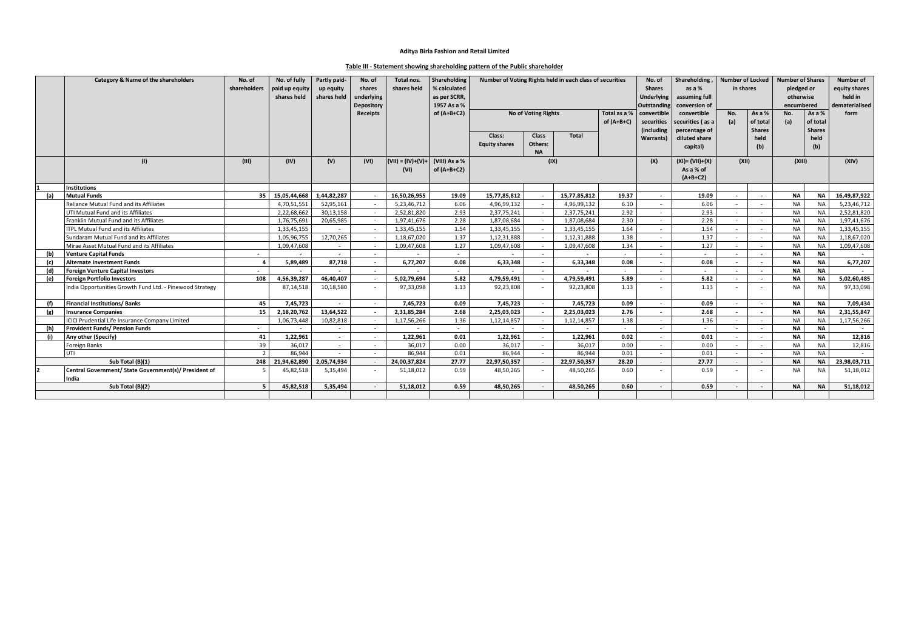**Aditya Birla Fashion and Retail Limited**

**Table III - Statement showing shareholding pattern of the Public shareholder**

| | Category & Name of the shareholders | No. of shareholders | No. of fully paid up equity shares held | Partly paid-up equity shares held | No. of shares underlying Depository Receipts | Total nos. shares held | Shareholding % calculated as per SCRR, 1957 As a % of (A+B+C2) | Number of Voting Rights held in each class of securities | | | | No. of Shares Underlying Outstanding convertible securities (including Warrants) | Shareholding , as a % assuming full conversion of convertible securities ( as a percentage of diluted share capital) | Number of Locked in shares | | Number of Shares pledged or otherwise encumbered | | Number of equity shares held in dematerialised form |
|---|---|---|---|---|---|---|---|---|---|---|---|---|---|---|---|---|---|---|
| | | | | | | | | No of Voting Rights | | | Total as a % of (A+B+C) | | | No. (a) | As a % of total Shares held (b) | No. (a) | As a % of total Shares held (b) | |
| | | | | | | | | Class: Equity shares | Class Others: NA | Total | | | | | | | | |
| | (I) | (III) | (IV) | (V) | (VI) | (VII) = (IV)+(V)+(VI) | (VIII) As a % of (A+B+C2) | (IX) | | | | (X) | (XI)= (VII)+(X) As a % of (A+B+C2) | (XII) | | (XIII) | | (XIV) |
| **1** | **Institutions** | | | | | | | | | | | | | | | | | |
| **(a)** | **Mutual Funds** | **35** | **15,05,44,668** | **1,44,82,287** | **-** | **16,50,26,955** | **19.09** | **15,77,85,812** | **-** | **15,77,85,812** | **19.37** | **-** | **19.09** | **-** | **-** | **NA** | **NA** | **16,49,87,922** |
| | Reliance Mutual Fund and its Affiliates | | 4,70,51,551 | 52,95,161 | - | 5,23,46,712 | 6.06 | 4,96,99,132 | - | 4,96,99,132 | 6.10 | - | 6.06 | - | - | NA | NA | 5,23,46,712 |
| | UTI Mutual Fund and its Affiliates | | 2,22,68,662 | 30,13,158 | - | 2,52,81,820 | 2.93 | 2,37,75,241 | - | 2,37,75,241 | 2.92 | - | 2.93 | - | - | NA | NA | 2,52,81,820 |
| | Franklin Mutual Fund and its Affiliates | | 1,76,75,691 | 20,65,985 | - | 1,97,41,676 | 2.28 | 1,87,08,684 | - | 1,87,08,684 | 2.30 | - | 2.28 | - | - | NA | NA | 1,97,41,676 |
| | ITPL Mutual Fund and its Affiliates | | 1,33,45,155 | - | - | 1,33,45,155 | 1.54 | 1,33,45,155 | - | 1,33,45,155 | 1.64 | - | 1.54 | - | - | NA | NA | 1,33,45,155 |
| | Sundaram Mutual Fund and its Affiliates | | 1,05,96,755 | 12,70,265 | - | 1,18,67,020 | 1.37 | 1,12,31,888 | - | 1,12,31,888 | 1.38 | - | 1.37 | - | - | NA | NA | 1,18,67,020 |
| | Mirae Asset Mutual Fund and its Affiliates | | 1,09,47,608 | - | - | 1,09,47,608 | 1.27 | 1,09,47,608 | - | 1,09,47,608 | 1.34 | - | 1.27 | - | - | NA | NA | 1,09,47,608 |
| **(b)** | **Venture Capital Funds** | **-** | **-** | **-** | **-** | **-** | **-** | **-** | **-** | **-** | **-** | **-** | **-** | **-** | **-** | **NA** | **NA** | **-** |
| **(c)** | **Alternate Investment Funds** | **4** | **5,89,489** | **87,718** | **-** | **6,77,207** | **0.08** | **6,33,348** | **-** | **6,33,348** | **0.08** | **-** | **0.08** | **-** | **-** | **NA** | **NA** | **6,77,207** |
| **(d)** | **Foreign Venture Capital Investors** | **-** | **-** | **-** | **-** | **-** | **-** | **-** | **-** | **-** | **-** | **-** | **-** | **-** | **-** | **NA** | **NA** | **-** |
| **(e)** | **Foreign Portfolio Investors** | **108** | **4,56,39,287** | **46,40,407** | **-** | **5,02,79,694** | **5.82** | **4,79,59,491** | **-** | **4,79,59,491** | **5.89** | **-** | **5.82** | **-** | **-** | **NA** | **NA** | **5,02,60,485** |
| | India Opportunities Growth Fund Ltd. - Pinewood Strategy | | 87,14,518 | 10,18,580 | - | 97,33,098 | 1.13 | 92,23,808 | - | 92,23,808 | 1.13 | - | 1.13 | - | - | NA | NA | 97,33,098 |
| **(f)** | **Financial Institutions/ Banks** | **45** | **7,45,723** | **-** | **-** | **7,45,723** | **0.09** | **7,45,723** | **-** | **7,45,723** | **0.09** | **-** | **0.09** | **-** | **-** | **NA** | **NA** | **7,09,434** |
| **(g)** | **Insurance Companies** | **15** | **2,18,20,762** | **13,64,522** | **-** | **2,31,85,284** | **2.68** | **2,25,03,023** | **-** | **2,25,03,023** | **2.76** | **-** | **2.68** | **-** | **-** | **NA** | **NA** | **2,31,55,847** |
| | ICICI Prudential Life Insurance Company Limited | | 1,06,73,448 | 10,82,818 | - | 1,17,56,266 | 1.36 | 1,12,14,857 | - | 1,12,14,857 | 1.38 | - | 1.36 | - | - | NA | NA | 1,17,56,266 |
| **(h)** | **Provident Funds/ Pension Funds** | **-** | **-** | **-** | **-** | **-** | **-** | **-** | **-** | **-** | **-** | **-** | **-** | **-** | **-** | **NA** | **NA** | **-** |
| **(i)** | **Any other (Specify)** | **41** | **1,22,961** | **-** | - | **1,22,961** | **0.01** | **1,22,961** | **-** | **1,22,961** | **0.02** | **-** | **0.01** | - | - | **NA** | **NA** | **12,816** |
| | Foreign Banks | 39 | 36,017 | - | - | 36,017 | 0.00 | 36,017 | - | 36,017 | 0.00 | - | 0.00 | - | - | NA | NA | 12,816 |
| | UTI | 2 | 86,944 | - | - | 86,944 | 0.01 | 86,944 | - | 86,944 | 0.01 | - | 0.01 | - | - | NA | NA | - |
| | **Sub Total (B)(1)** | **248** | **21,94,62,890** | **2,05,74,934** | - | **24,00,37,824** | **27.77** | **22,97,50,357** | - | **22,97,50,357** | **28.20** | - | **27.77** | - | - | **NA** | **NA** | **23,98,03,711** |
| **2** | **Central Government/ State Government(s)/ President of India** | 5 | 45,82,518 | 5,35,494 | - | 51,18,012 | 0.59 | 48,50,265 | - | 48,50,265 | 0.60 | - | 0.59 | - | - | NA | NA | 51,18,012 |
| | **Sub Total (B)(2)** | **5** | **45,82,518** | **5,35,494** | **-** | **51,18,012** | **0.59** | **48,50,265** | **-** | **48,50,265** | **0.60** | **-** | **0.59** | **-** | **-** | **NA** | **NA** | **51,18,012** |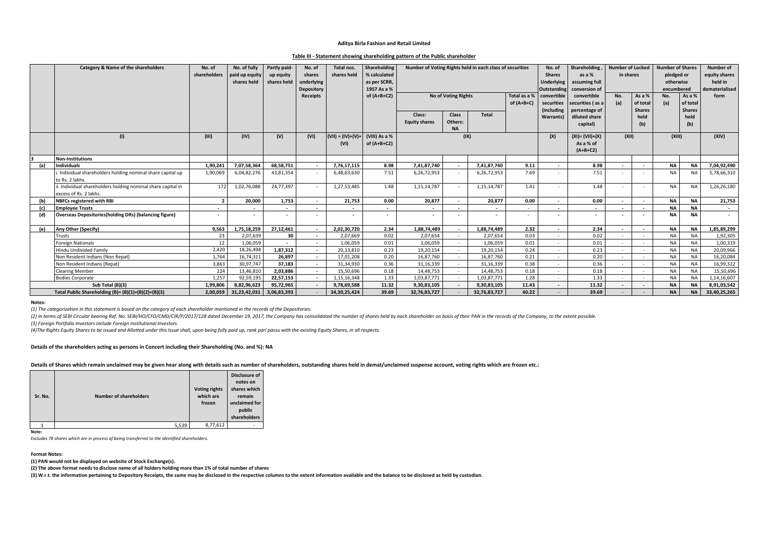**Aditya Birla Fashion and Retail Limited**

**Table III - Statement showing shareholding pattern of the Public shareholder**

| | Category & Name of the shareholders | No. of shareholders | No. of fully paid up equity shares held | Partly paid-up equity shares held | No. of shares underlying Depository Receipts | Total nos. shares held | Shareholding % calculated as per SCRR, 1957 As a % of (A+B+C2) | Number of Voting Rights held in each class of securities | | | | No. of Shares Underlying Outstanding convertible securities (including Warrants) | Shareholding, as a % assuming full conversion of convertible securities (as a percentage of diluted share capital) | Number of Locked in shares | | Number of Shares pledged or otherwise encumbered | | Number of equity shares held in dematerialised form |
|---|---|---|---|---|---|---|---|---|---|---|---|---|---|---|---|---|---|---|
| | | | | | | | | No of Voting Rights | | | Total as a % of (A+B+C) | | | No. (a) | As a % of total Shares held (b) | No. (a) | As a % of total Shares held (b) | |
| | | | | | | | | Class: Equity shares | Class Others: NA | Total | | | | | | | | |
| | (I) | (III) | (IV) | (V) | (VI) | (VII) = (IV)+(V)+(VI) | (VIII) As a % of (A+B+C2) | (IX) | | | | (X) | (XI)= (VII)+(X) As a % of (A+B+C2) | (XII) | | (XIII) | | (XIV) |
| **3** | **Non-Institutions** | | | | | | | | | | | | | | | | | |
| **(a)** | **Individuals** | **1,90,241** | **7,07,58,364** | **68,58,751** | **-** | **7,76,17,115** | **8.98** | **7,41,87,740** | **-** | **7,41,87,740** | **9.11** | **-** | **8.98** | **-** | **-** | **NA** | **NA** | **7,04,92,490** |
| | i. Individual shareholders holding nominal share capital up to Rs. 2 lakhs. | 1,90,069 | 6,04,82,276 | 43,81,354 | - | 6,48,63,630 | 7.51 | 6,26,72,953 | - | 6,26,72,953 | 7.69 | - | 7.51 | - | - | NA | NA | 5,78,66,310 |
| | ii. Individual shareholders holding nominal share capital in excess of Rs. 2 lakhs. | 172 | 1,02,76,088 | 24,77,397 | - | 1,27,53,485 | 1.48 | 1,15,14,787 | - | 1,15,14,787 | 1.41 | - | 1.48 | - | - | NA | NA | 1,26,26,180 |
| **(b)** | **NBFCs registered with RBI** | **2** | **20,000** | **1,753** | **-** | **21,753** | **0.00** | **20,877** | **-** | **20,877** | **0.00** | **-** | **0.00** | **-** | **-** | **NA** | **NA** | **21,753** |
| **(c)** | **Employee Trusts** | **-** | **-** | **-** | **-** | **-** | **-** | **-** | **-** | **-** | - | **-** | - | **-** | **-** | **NA** | **NA** | **-** |
| **(d)** | **Overseas Depositories(holding DRs) (balancing figure)** | **-** | **-** | **-** | **-** | **-** | **-** | **-** | **-** | **-** | - | **-** | - | **-** | **-** | **NA** | **NA** | **-** |
| **(e)** | **Any Other (Specify)** | **9,563** | **1,75,18,259** | **27,12,461** | **-** | **2,02,30,720** | **2.34** | **1,88,74,489** | **-** | **1,88,74,489** | **2.32** | **-** | **2.34** | **-** | **-** | **NA** | **NA** | **1,85,89,299** |
| | Trusts | 23 | 2,07,639 | 30 | - | 2,07,669 | 0.02 | 2,07,654 | - | 2,07,654 | 0.03 | - | 0.02 | - | - | NA | NA | 1,92,305 |
| | Foreign Nationals | 12 | 1,06,059 | - | - | 1,06,059 | 0.01 | 1,06,059 | - | 1,06,059 | 0.01 | - | 0.01 | - | - | NA | NA | 1,00,319 |
| | Hindu Undivided Family | 2,420 | 18,26,498 | 1,87,312 | - | 20,13,810 | 0.23 | 19,20,154 | - | 19,20,154 | 0.24 | - | 0.23 | - | - | NA | NA | 20,09,966 |
| | Non Resident Indians (Non Repat) | 1,764 | 16,74,311 | 26,897 | - | 17,01,208 | 0.20 | 16,87,760 | - | 16,87,760 | 0.21 | - | 0.20 | - | - | NA | NA | 16,20,084 |
| | Non Resident Indians (Repat) | 3,863 | 30,97,747 | 37,183 | - | 31,34,930 | 0.36 | 31,16,339 | - | 31,16,339 | 0.38 | - | 0.36 | - | - | NA | NA | 16,99,322 |
| | Clearing Member | 224 | 13,46,810 | 2,03,886 | - | 15,50,696 | 0.18 | 14,48,753 | - | 14,48,753 | 0.18 | - | 0.18 | - | - | NA | NA | 15,50,696 |
| | Bodies Corporate | 1,257 | 92,59,195 | 22,57,153 | - | 1,15,16,348 | 1.33 | 1,03,87,771 | - | 1,03,87,771 | 1.28 | - | 1.33 | - | - | NA | NA | 1,14,16,607 |
| | **Sub Total (B)(3)** | **1,99,806** | **8,82,96,623** | **95,72,965** | **-** | **9,78,69,588** | **11.32** | **9,30,83,105** | **-** | **9,30,83,105** | **11.43** | **-** | **11.32** | **-** | **-** | **NA** | **NA** | **8,91,03,542** |
| | **Total Public Shareholding (B)= (B)(1)+(B)(2)+(B)(3)** | **2,00,059** | **31,23,42,031** | **3,06,83,393** | - | **34,30,25,424** | **39.69** | **32,76,83,727** | - | **32,76,83,727** | **40.22** | - | **39.69** | - | - | **NA** | **NA** | **33,40,25,265** |

**Notes:**

*(1) The categorization in this statement is based on the category of each shareholder mentioned in the records of the Depositories.*

*(2) In terms of SEBI Circular bearing Ref. No. SEBI/HO/CFD/CMD/CIR/P/2017/128 dated December 19, 2017, the Company has consolidated the number of shares held by each shareholder on basis of their PAN in the records of the Company, to the extent possible.*

*(3) Foreign Portfolio Investors include Foreign Institutional Investors.*

*(4)The Rights Equity Shares to be issued and Allotted under this Issue shall, upon being fully paid up, rank pari passu with the existing Equity Shares, in all respects.*

**Details of the shareholders acting as persons in Concert including their Shareholding (No. and %): NA**

**Details of Shares which remain unclaimed may be given hear along with details such as number of shareholders, outstanding shares held in demat/unclaimed suspense account, voting rights which are frozen etc.:**

| Sr. No. | Number of shareholders | Voting rights which are frozen | Disclosure of notes on shares which remain unclaimed for public shareholders |
|---|---|---|---|
| 1 | 5,539 | 8,77,612 | - |

**Note:**

*Excludes 78 shares which are in process of being transferred to the identified shareholders.*

**Format Notes:**

**(1) PAN would not be displayed on website of Stock Exchange(s).**

**(2) The above format needs to disclose name of all holders holding more than 1% of total number of shares**

**(3) W.r.t. the information pertaining to Depository Receipts, the same may be disclosed in the respective columns to the extent information available and the balance to be disclosed as held by custodian.**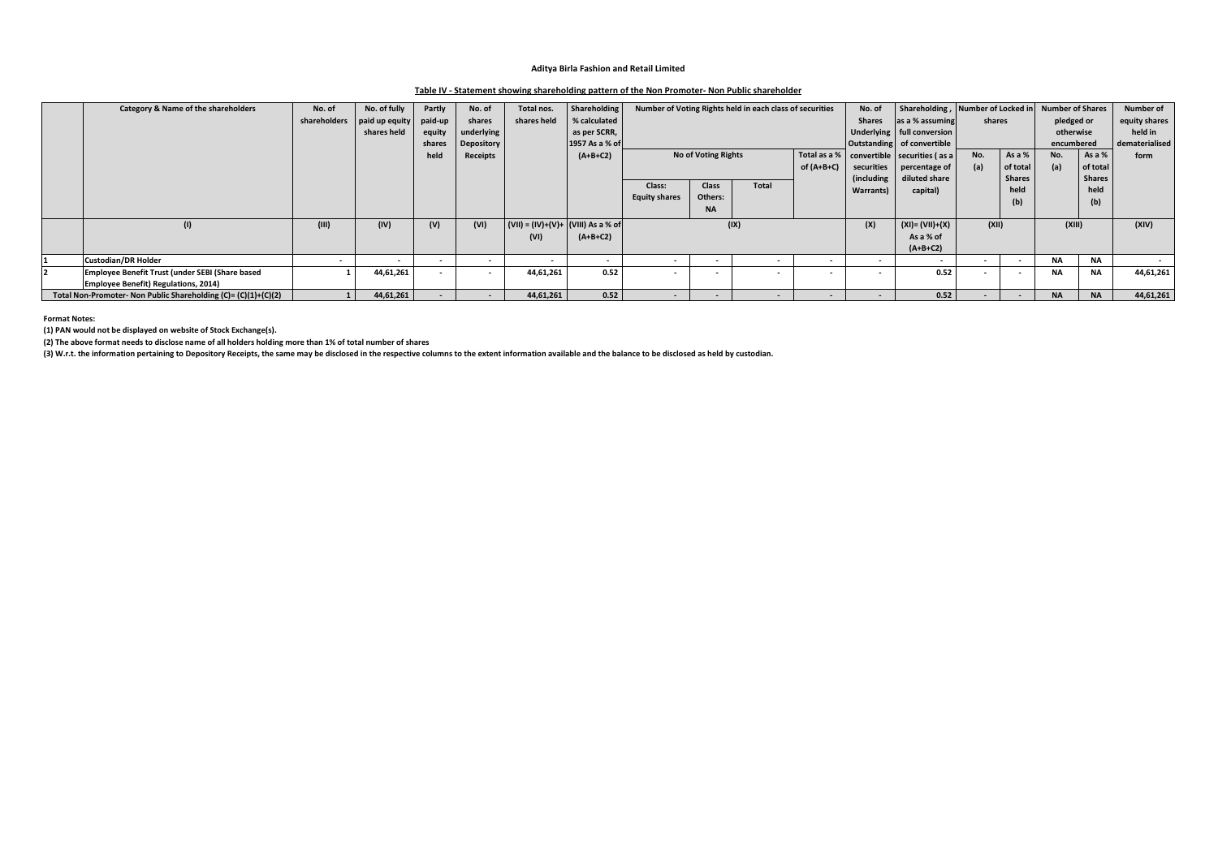**Aditya Birla Fashion and Retail Limited**

**Table IV - Statement showing shareholding pattern of the Non Promoter- Non Public shareholder**

| | Category & Name of the shareholders | No. of shareholders | No. of fully paid up equity shares held | Partly paid-up equity shares held | No. of shares underlying Depository Receipts | Total nos. shares held | Shareholding % calculated as per SCRR, 1957 As a % of (A+B+C2) | Number of Voting Rights held in each class of securities | | | | No. of Shares Underlying Outstanding convertible securities (including Warrants) | Shareholding , as a % assuming full conversion of convertible securities ( as a percentage of diluted share capital) | Number of Locked in shares | | Number of Shares pledged or otherwise encumbered | | Number of equity shares held in dematerialised form |
|---|---|---|---|---|---|---|---|---|---|---|---|---|---|---|---|---|---|---|
| | | | | | | | | No of Voting Rights | | | Total as a % of (A+B+C) | | | No. (a) | As a % of total Shares held (b) | No. (a) | As a % of total Shares held (b) | |
| | | | | | | | | Class: Equity shares | Class Others: NA | Total | | | | | | | | |
| | (I) | (III) | (IV) | (V) | (VI) | (VII) = (IV)+(V)+ (VI) | (VIII) As a % of (A+B+C2) | (IX) | | | | (X) | (XI)= (VII)+(X) As a % of (A+B+C2) | (XII) | | (XIII) | | (XIV) |
| 1 | Custodian/DR Holder | - | - | - | - | - | - | - | - | - | - | - | - | - | - | NA | NA | - |
| 2 | Employee Benefit Trust (under SEBI (Share based Employee Benefit) Regulations, 2014) | 1 | 44,61,261 | - | - | 44,61,261 | 0.52 | - | - | - | - | - | 0.52 | - | - | NA | NA | 44,61,261 |
| | Total Non-Promoter- Non Public Shareholding (C)= (C)(1)+(C)(2) | 1 | 44,61,261 | - | - | 44,61,261 | 0.52 | - | - | - | - | - | 0.52 | - | - | NA | NA | 44,61,261 |

**Format Notes:**

**(1) PAN would not be displayed on website of Stock Exchange(s).**

**(2) The above format needs to disclose name of all holders holding more than 1% of total number of shares**

**(3) W.r.t. the information pertaining to Depository Receipts, the same may be disclosed in the respective columns to the extent information available and the balance to be disclosed as held by custodian.**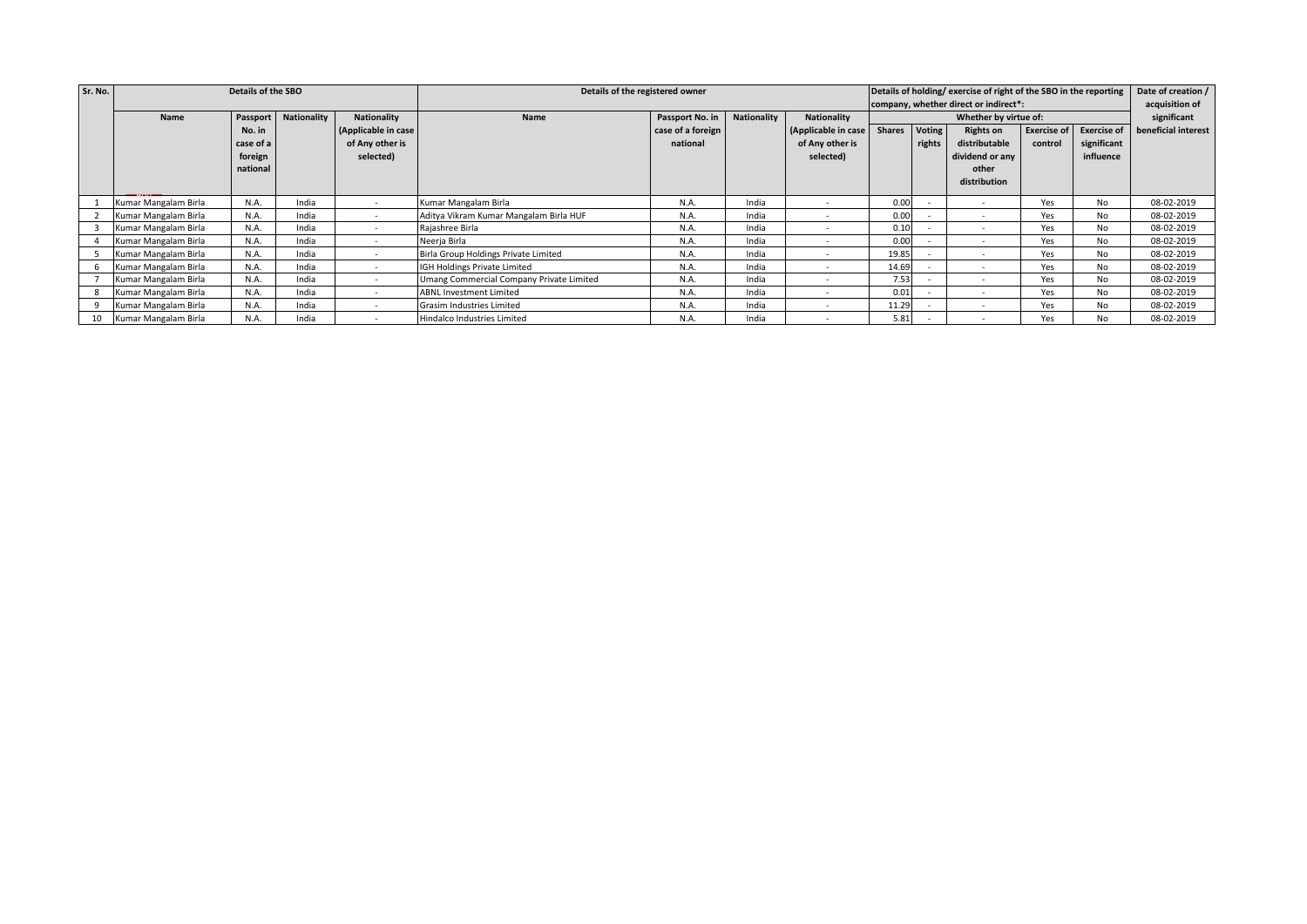| Sr. No. | Details of the SBO | | | | Details of the registered owner | | | | Details of holding/ exercise of right of the SBO in the reporting company, whether direct or indirect*: | | | | | Date of creation / acquisition of significant beneficial interest |
|---|---|---|---|---|---|---|---|---|---|---|---|---|---|---|
| | Name | Passport No. in case of a foreign national | Nationality | Nationality (Applicable in case of Any other is selected) | Name | Passport No. in case of a foreign national | Nationality | Nationality (Applicable in case of Any other is selected) | Whether by virtue of: | | | | | |
| | | | | | | | | | Shares | Voting rights | Rights on distributable dividend or any other distribution | Exercise of control | Exercise of significant influence | |
| 1 | Kumar Mangalam Birla | N.A. | India | - | Kumar Mangalam Birla | N.A. | India | - | 0.00 | - | - | Yes | No | 08-02-2019 |
| 2 | Kumar Mangalam Birla | N.A. | India | - | Aditya Vikram Kumar Mangalam Birla HUF | N.A. | India | - | 0.00 | - | - | Yes | No | 08-02-2019 |
| 3 | Kumar Mangalam Birla | N.A. | India | - | Rajashree Birla | N.A. | India | - | 0.10 | - | - | Yes | No | 08-02-2019 |
| 4 | Kumar Mangalam Birla | N.A. | India | - | Neerja Birla | N.A. | India | - | 0.00 | - | - | Yes | No | 08-02-2019 |
| 5 | Kumar Mangalam Birla | N.A. | India | - | Birla Group Holdings Private Limited | N.A. | India | - | 19.85 | - | - | Yes | No | 08-02-2019 |
| 6 | Kumar Mangalam Birla | N.A. | India | - | IGH Holdings Private Limited | N.A. | India | - | 14.69 | - | - | Yes | No | 08-02-2019 |
| 7 | Kumar Mangalam Birla | N.A. | India | - | Umang Commercial Company Private Limited | N.A. | India | - | 7.53 | - | - | Yes | No | 08-02-2019 |
| 8 | Kumar Mangalam Birla | N.A. | India | - | ABNL Investment Limited | N.A. | India | - | 0.01 | - | - | Yes | No | 08-02-2019 |
| 9 | Kumar Mangalam Birla | N.A. | India | - | Grasim Industries Limited | N.A. | India | - | 11.29 | - | - | Yes | No | 08-02-2019 |
| 10 | Kumar Mangalam Birla | N.A. | India | - | Hindalco Industries Limited | N.A. | India | - | 5.81 | - | - | Yes | No | 08-02-2019 |